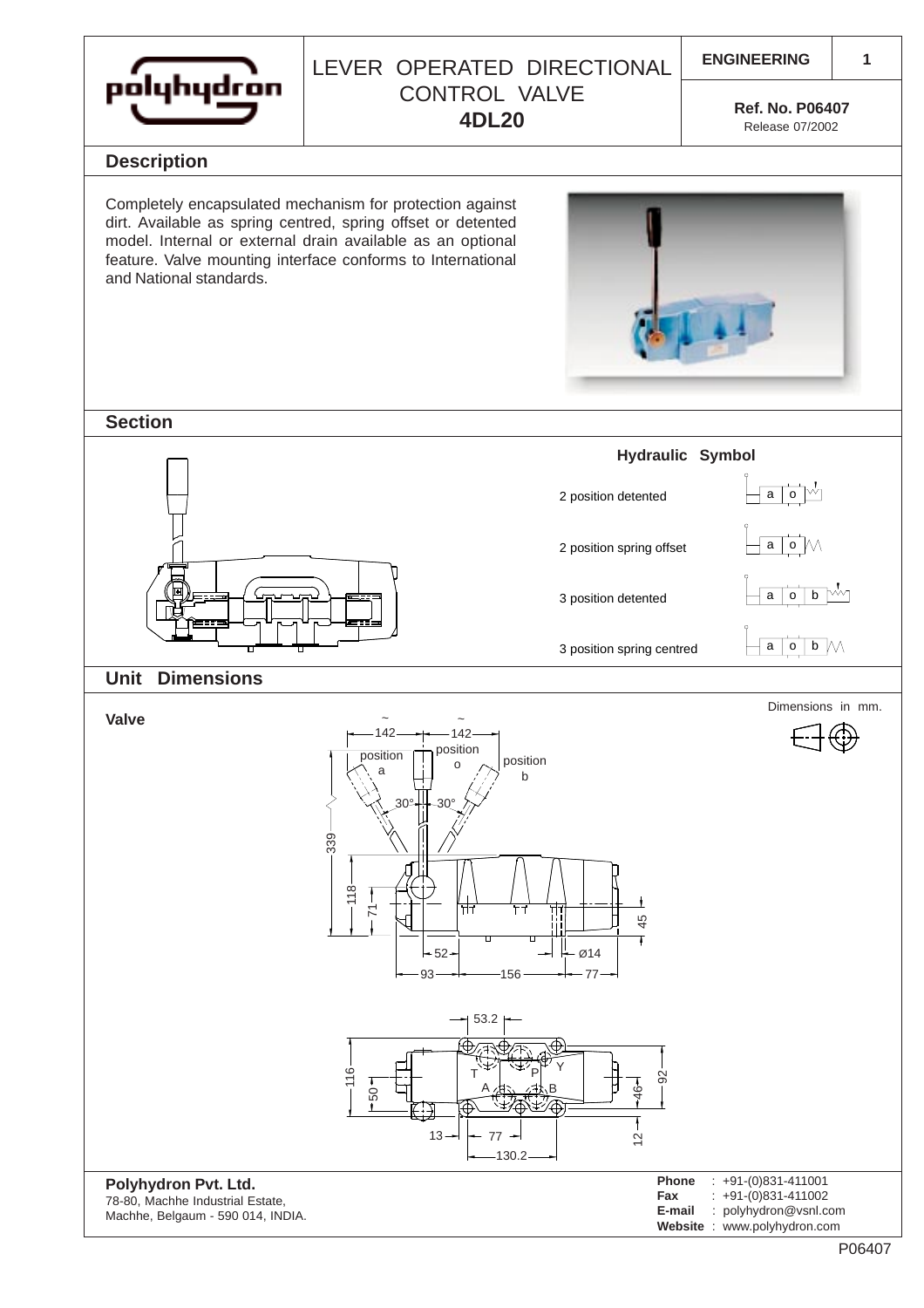# LEVER OPERATED DIRECTIONAL CONTROL VALVE 4DL20

**ENGINEERING** 1

**Ref. No. P06407**
Release 07/2002

## Description

Completely encapsulated mechanism for protection against dirt. Available as spring centred, spring offset or detented model. Internal or external drain available as an optional feature. Valve mounting interface conforms to International and National standards.

## Section

**Hydraulic Symbol**

2 position detented

2 position spring offset

3 position detented

3 position spring centred

## Unit Dimensions

Dimensions in mm.

**Valve**

~142
~142
position a
position o
position b
30°
30°
339
118
71
45
52
Ø14
93
156
77

53.2
T
P
Y
A
B
116
50
46
92
13
77
12
130.2

**Polyhydron Pvt. Ltd.**
78-80, Machhe Industrial Estate,
Machhe, Belgaum - 590 014, INDIA.

**Phone** : +91-(0)831-411001
**Fax** : +91-(0)831-411002
**E-mail** : polyhydron@vsnl.com
**Website** : www.polyhydron.com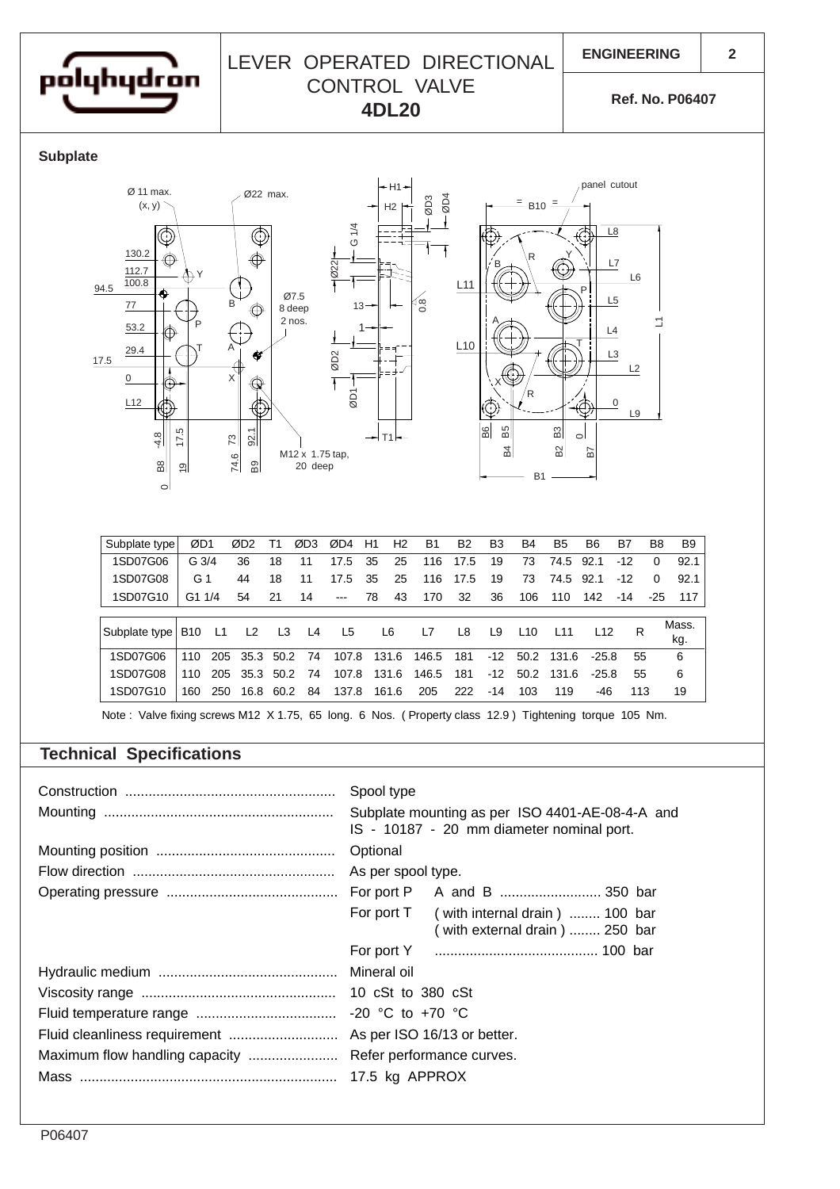# LEVER OPERATED DIRECTIONAL CONTROL VALVE
## 4DL20

**ENGINEERING**

**Ref. No. P06407**

### Subplate

Ø 11 max. (x, y)
Ø22 max.
Ø7.5 8 deep 2 nos.
M12 x 1.75 tap, 20 deep
panel cutout

| Subplate type | ØD1 | ØD2 | T1 | ØD3 | ØD4 | H1 | H2 | B1 | B2 | B3 | B4 | B5 | B6 | B7 | B8 | B9 |
|---|---|---|---|---|---|---|---|---|---|---|---|---|---|---|---|---|
| 1SD07G06 | G 3/4 | 36 | 18 | 11 | 17.5 | 35 | 25 | 116 | 17.5 | 19 | 73 | 74.5 | 92.1 | -12 | 0 | 92.1 |
| 1SD07G08 | G 1 | 44 | 18 | 11 | 17.5 | 35 | 25 | 116 | 17.5 | 19 | 73 | 74.5 | 92.1 | -12 | 0 | 92.1 |
| 1SD07G10 | G1 1/4 | 54 | 21 | 14 | --- | 78 | 43 | 170 | 32 | 36 | 106 | 110 | 142 | -14 | -25 | 117 |

| Subplate type | B10 | L1 | L2 | L3 | L4 | L5 | L6 | L7 | L8 | L9 | L10 | L11 | L12 | R | Mass. kg. |
|---|---|---|---|---|---|---|---|---|---|---|---|---|---|---|---|
| 1SD07G06 | 110 | 205 | 35.3 | 50.2 | 74 | 107.8 | 131.6 | 146.5 | 181 | -12 | 50.2 | 131.6 | -25.8 | 55 | 6 |
| 1SD07G08 | 110 | 205 | 35.3 | 50.2 | 74 | 107.8 | 131.6 | 146.5 | 181 | -12 | 50.2 | 131.6 | -25.8 | 55 | 6 |
| 1SD07G10 | 160 | 250 | 16.8 | 60.2 | 84 | 137.8 | 161.6 | 205 | 222 | -14 | 103 | 119 | -46 | 113 | 19 |

Note : Valve fixing screws M12 X 1.75, 65 long. 6 Nos. ( Property class 12.9 ) Tightening torque 105 Nm.

## Technical Specifications

| | |
|---|---|
| Construction | Spool type |
| Mounting | Subplate mounting as per ISO 4401-AE-08-4-A and IS - 10187 - 20 mm diameter nominal port. |
| Mounting position | Optional |
| Flow direction | As per spool type. |
| Operating pressure | For port P A and B .......................... 350 bar |
| | For port T ( with internal drain ) ........ 100 bar ( with external drain ) ........ 250 bar |
| | For port Y .......................................... 100 bar |
| Hydraulic medium | Mineral oil |
| Viscosity range | 10 cSt to 380 cSt |
| Fluid temperature range | -20 °C to +70 °C |
| Fluid cleanliness requirement | As per ISO 16/13 or better. |
| Maximum flow handling capacity | Refer performance curves. |
| Mass | 17.5 kg APPROX |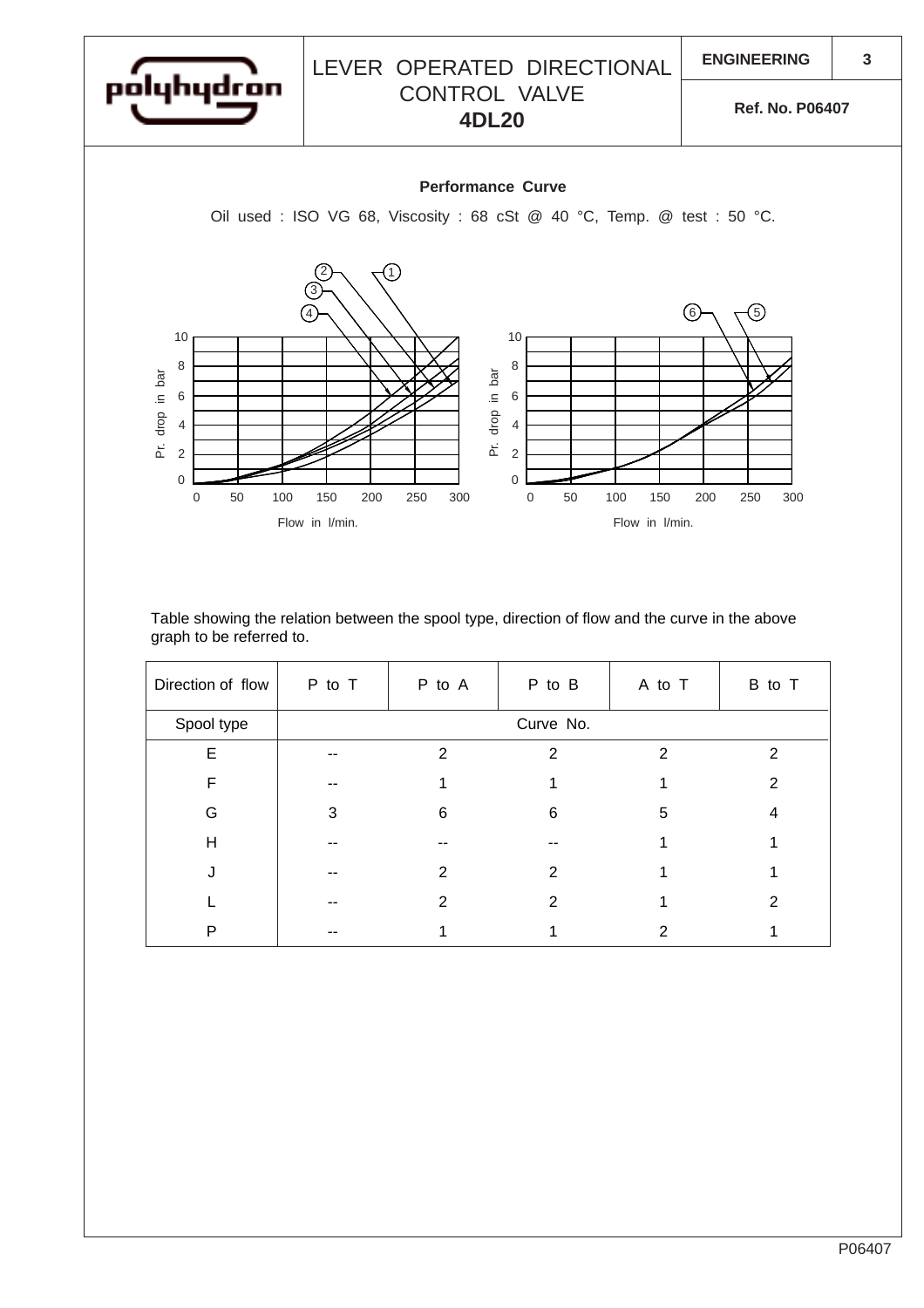## Performance Curve

Oil used : ISO VG 68, Viscosity : 68 cSt @ 40 °C, Temp. @ test : 50 °C.

2 1
3
4

10
8
6
4
2
0

Pr. drop in bar

0 50 100 150 200 250 300

Flow in l/min.

6 5

10
8
6
4
2
0

Pr. drop in bar

0 50 100 150 200 250 300

Flow in l/min.

Table showing the relation between the spool type, direction of flow and the curve in the above graph to be referred to.

| Direction of flow | P to T | P to A | P to B | A to T | B to T |
|---|---|---|---|---|---|
| Spool type | Curve No. | | | | |
| E | -- | 2 | 2 | 2 | 2 |
| F | -- | 1 | 1 | 1 | 2 |
| G | 3 | 6 | 6 | 5 | 4 |
| H | -- | -- | -- | 1 | 1 |
| J | -- | 2 | 2 | 1 | 1 |
| L | -- | 2 | 2 | 1 | 2 |
| P | -- | 1 | 1 | 2 | 1 |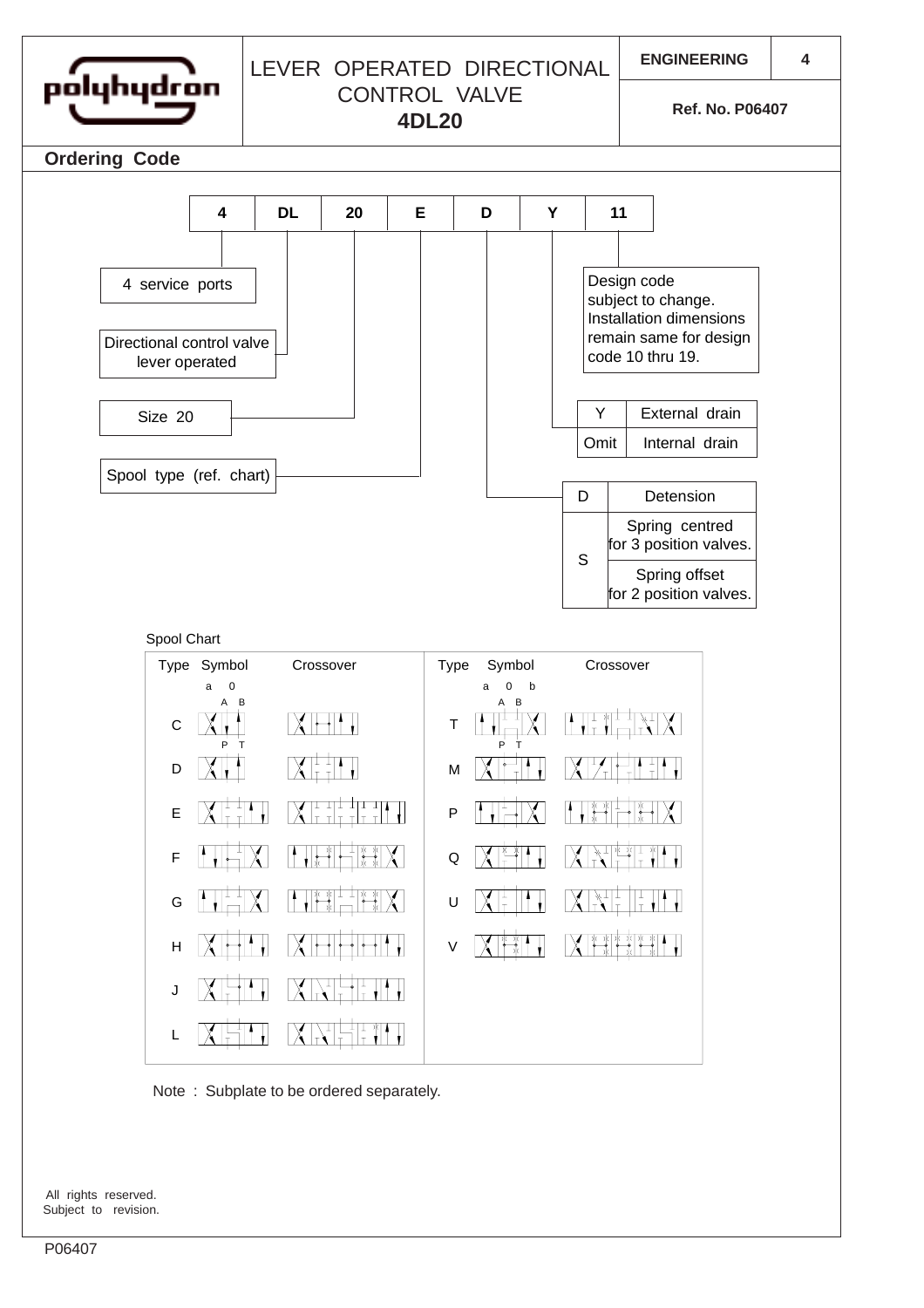# LEVER OPERATED DIRECTIONAL CONTROL VALVE 4DL20

**ENGINEERING**

**Ref. No. P06407**

## Ordering Code

| 4 | DL | 20 | E | D | Y | 11 |
|---|---|---|---|---|---|---|

- **4** — 4 service ports
- **DL** — Directional control valve lever operated
- **20** — Size 20
- **E** — Spool type (ref. chart)
- **D** — Detension / Spring centred / Spring offset:

| | |
|---|---|
| D | Detension |
| S | Spring centred for 3 position valves. |
| | Spring offset for 2 position valves. |

- **Y** — Drain:

| | |
|---|---|
| Y | External drain |
| Omit | Internal drain |

- **11** — Design code subject to change. Installation dimensions remain same for design code 10 thru 19.

## Spool Chart

| Type | Symbol | Crossover | Type | Symbol | Crossover |
|---|---|---|---|---|---|
| C | | | T | | |
| D | | | M | | |
| E | | | P | | |
| F | | | Q | | |
| G | | | U | | |
| H | | | V | | |
| J | | | | | |
| L | | | | | |

Note : Subplate to be ordered separately.

All rights reserved.
Subject to revision.